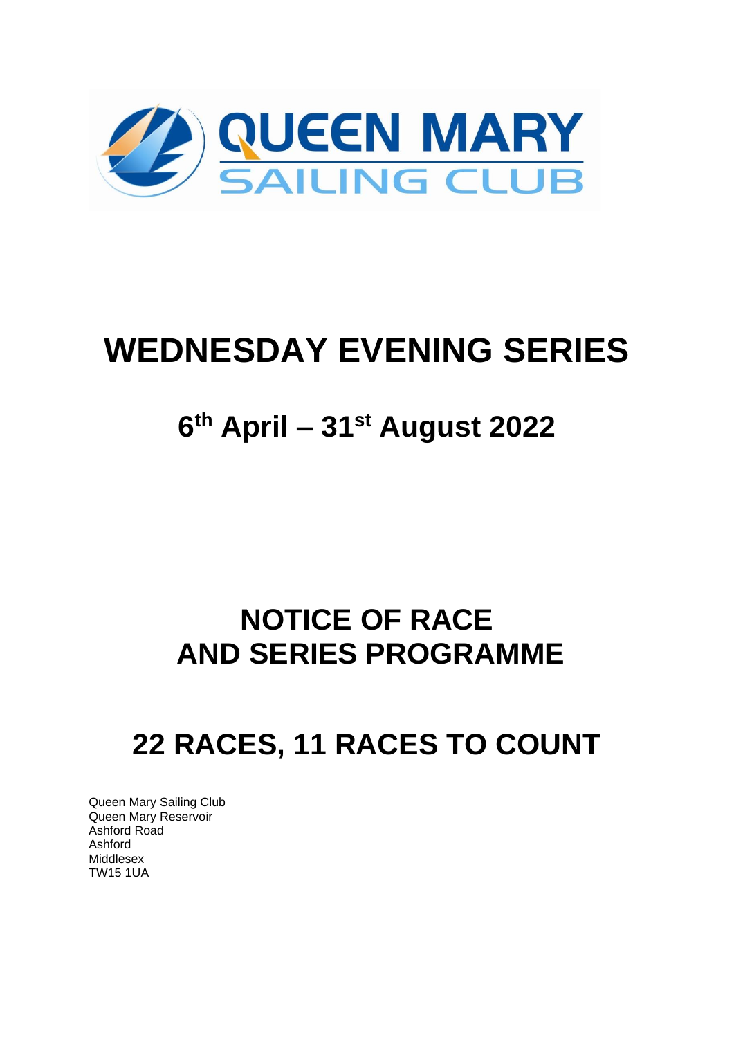QUEEN MARY SAILING CLUB

# WEDNESDAY EVENING SERIES

## 6th April – 31st August 2022

# NOTICE OF RACE
# AND SERIES PROGRAMME

# 22 RACES, 11 RACES TO COUNT

Queen Mary Sailing Club
Queen Mary Reservoir
Ashford Road
Ashford
Middlesex
TW15 1UA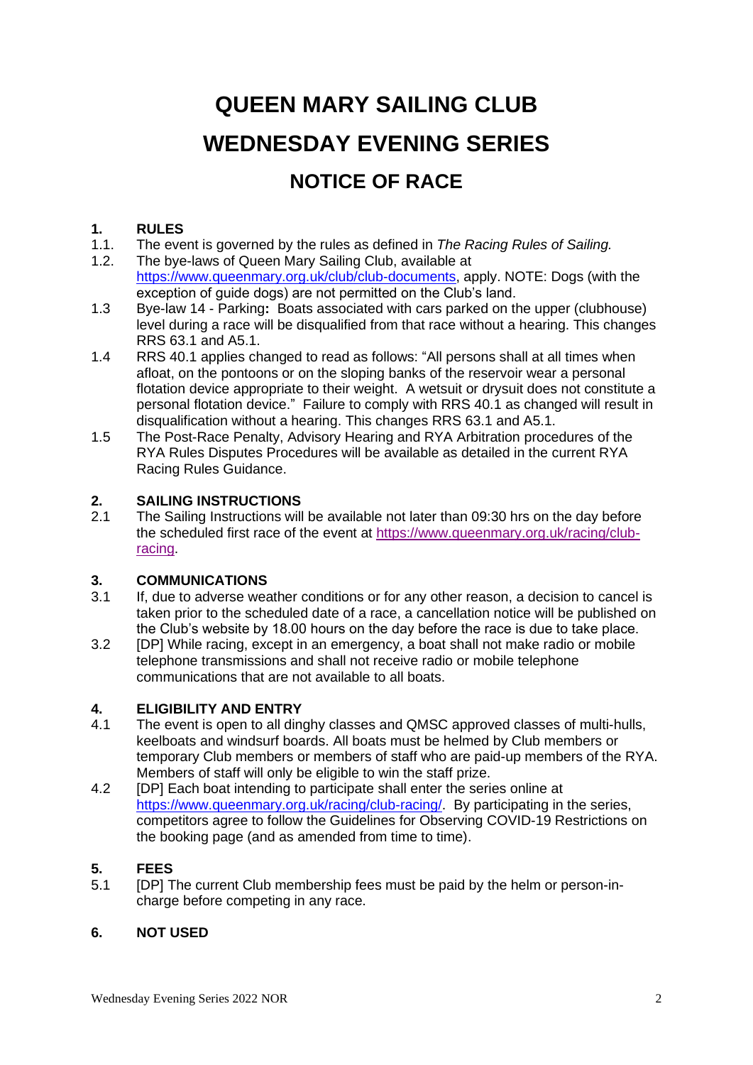# QUEEN MARY SAILING CLUB

# WEDNESDAY EVENING SERIES

## NOTICE OF RACE

### 1. RULES

1.1. The event is governed by the rules as defined in *The Racing Rules of Sailing.*

1.2. The bye-laws of Queen Mary Sailing Club, available at https://www.queenmary.org.uk/club/club-documents, apply. NOTE: Dogs (with the exception of guide dogs) are not permitted on the Club's land.

1.3 Bye-law 14 - Parking**:** Boats associated with cars parked on the upper (clubhouse) level during a race will be disqualified from that race without a hearing. This changes RRS 63.1 and A5.1.

1.4 RRS 40.1 applies changed to read as follows: "All persons shall at all times when afloat, on the pontoons or on the sloping banks of the reservoir wear a personal flotation device appropriate to their weight. A wetsuit or drysuit does not constitute a personal flotation device." Failure to comply with RRS 40.1 as changed will result in disqualification without a hearing. This changes RRS 63.1 and A5.1.

1.5 The Post-Race Penalty, Advisory Hearing and RYA Arbitration procedures of the RYA Rules Disputes Procedures will be available as detailed in the current RYA Racing Rules Guidance.

### 2. SAILING INSTRUCTIONS

2.1 The Sailing Instructions will be available not later than 09:30 hrs on the day before the scheduled first race of the event at https://www.queenmary.org.uk/racing/club-racing.

### 3. COMMUNICATIONS

3.1 If, due to adverse weather conditions or for any other reason, a decision to cancel is taken prior to the scheduled date of a race, a cancellation notice will be published on the Club's website by 18.00 hours on the day before the race is due to take place.

3.2 [DP] While racing, except in an emergency, a boat shall not make radio or mobile telephone transmissions and shall not receive radio or mobile telephone communications that are not available to all boats.

### 4. ELIGIBILITY AND ENTRY

4.1 The event is open to all dinghy classes and QMSC approved classes of multi-hulls, keelboats and windsurf boards. All boats must be helmed by Club members or temporary Club members or members of staff who are paid-up members of the RYA. Members of staff will only be eligible to win the staff prize.

4.2 [DP] Each boat intending to participate shall enter the series online at https://www.queenmary.org.uk/racing/club-racing/. By participating in the series, competitors agree to follow the Guidelines for Observing COVID-19 Restrictions on the booking page (and as amended from time to time).

### 5. FEES

5.1 [DP] The current Club membership fees must be paid by the helm or person-in-charge before competing in any race.

### 6. NOT USED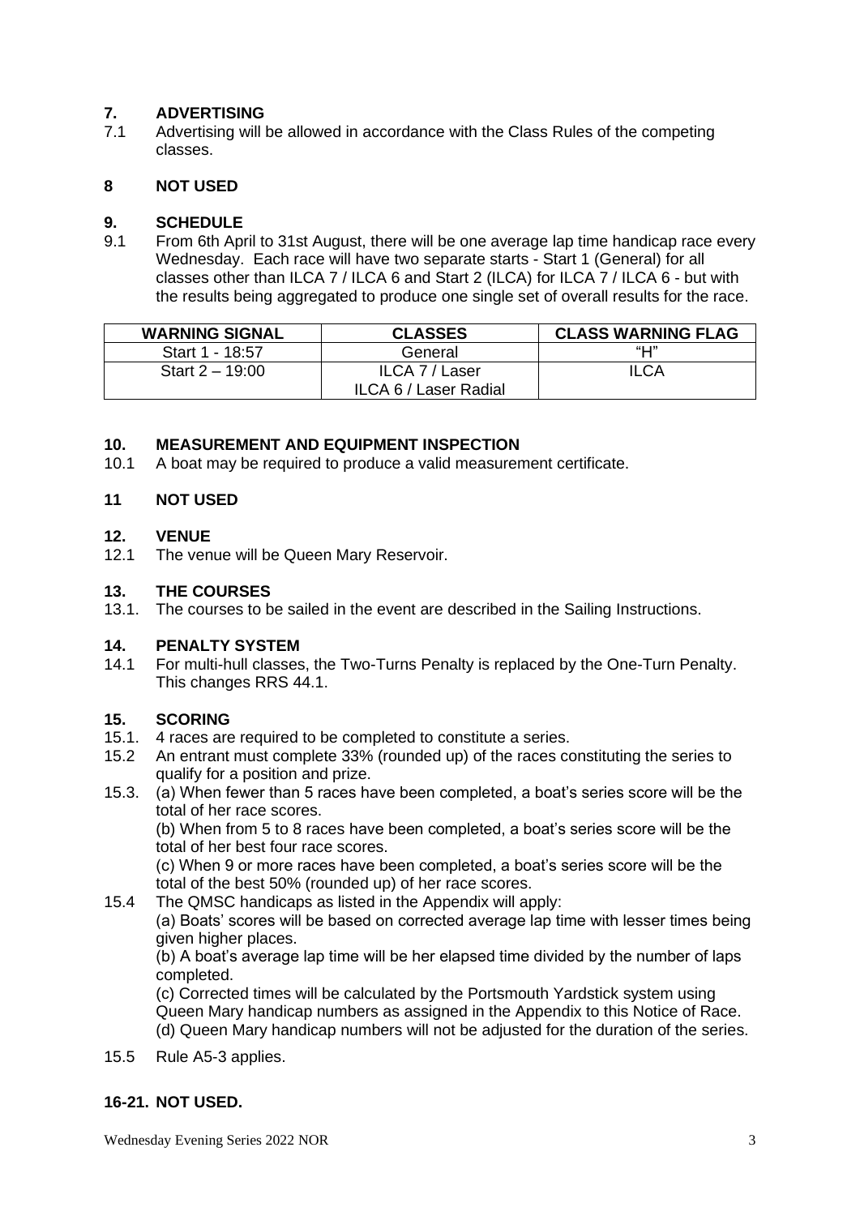## 7. ADVERTISING

7.1 Advertising will be allowed in accordance with the Class Rules of the competing classes.

## 8 NOT USED

## 9. SCHEDULE

9.1 From 6th April to 31st August, there will be one average lap time handicap race every Wednesday. Each race will have two separate starts - Start 1 (General) for all classes other than ILCA 7 / ILCA 6 and Start 2 (ILCA) for ILCA 7 / ILCA 6 - but with the results being aggregated to produce one single set of overall results for the race.

| WARNING SIGNAL | CLASSES | CLASS WARNING FLAG |
|---|---|---|
| Start 1 - 18:57 | General | "H" |
| Start 2 – 19:00 | ILCA 7 / Laser<br>ILCA 6 / Laser Radial | ILCA |

## 10. MEASUREMENT AND EQUIPMENT INSPECTION

10.1 A boat may be required to produce a valid measurement certificate.

## 11 NOT USED

## 12. VENUE

12.1 The venue will be Queen Mary Reservoir.

## 13. THE COURSES

13.1. The courses to be sailed in the event are described in the Sailing Instructions.

## 14. PENALTY SYSTEM

14.1 For multi-hull classes, the Two-Turns Penalty is replaced by the One-Turn Penalty. This changes RRS 44.1.

## 15. SCORING

15.1. 4 races are required to be completed to constitute a series.

15.2 An entrant must complete 33% (rounded up) of the races constituting the series to qualify for a position and prize.

15.3. (a) When fewer than 5 races have been completed, a boat's series score will be the total of her race scores.

(b) When from 5 to 8 races have been completed, a boat's series score will be the total of her best four race scores.

(c) When 9 or more races have been completed, a boat's series score will be the total of the best 50% (rounded up) of her race scores.

15.4 The QMSC handicaps as listed in the Appendix will apply:

(a) Boats' scores will be based on corrected average lap time with lesser times being given higher places.

(b) A boat's average lap time will be her elapsed time divided by the number of laps completed.

(c) Corrected times will be calculated by the Portsmouth Yardstick system using Queen Mary handicap numbers as assigned in the Appendix to this Notice of Race.

(d) Queen Mary handicap numbers will not be adjusted for the duration of the series.

15.5 Rule A5-3 applies.

## 16-21. NOT USED.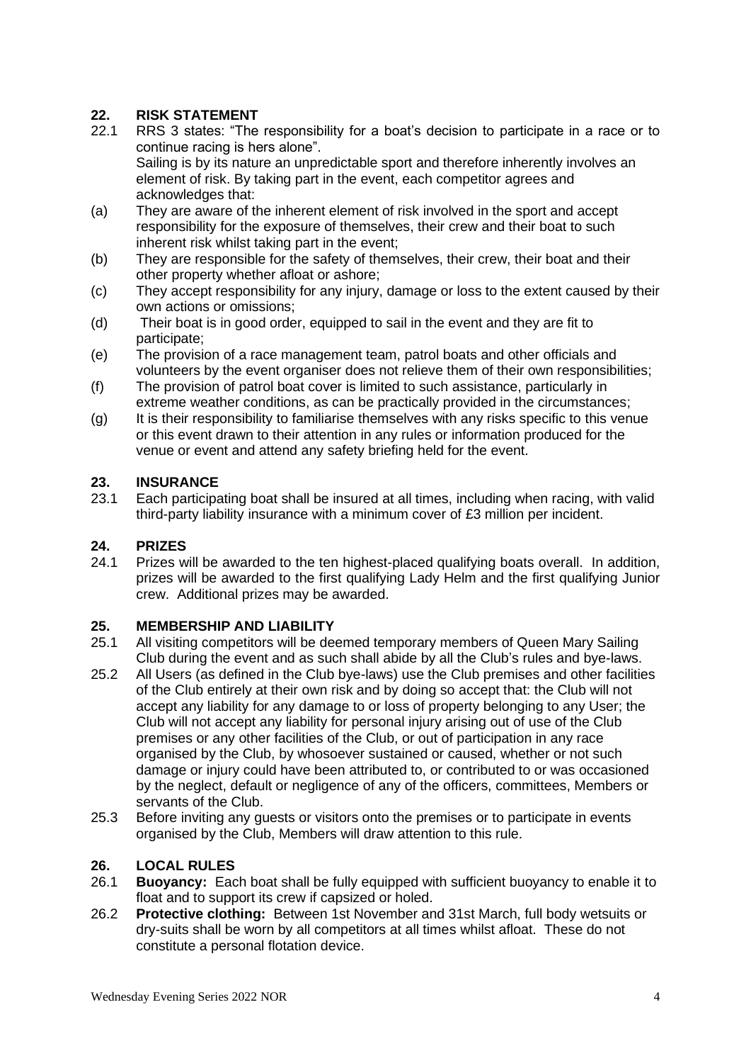## 22. RISK STATEMENT

22.1 RRS 3 states: "The responsibility for a boat's decision to participate in a race or to continue racing is hers alone".

Sailing is by its nature an unpredictable sport and therefore inherently involves an element of risk. By taking part in the event, each competitor agrees and acknowledges that:

(a) They are aware of the inherent element of risk involved in the sport and accept responsibility for the exposure of themselves, their crew and their boat to such inherent risk whilst taking part in the event;

(b) They are responsible for the safety of themselves, their crew, their boat and their other property whether afloat or ashore;

(c) They accept responsibility for any injury, damage or loss to the extent caused by their own actions or omissions;

(d) Their boat is in good order, equipped to sail in the event and they are fit to participate;

(e) The provision of a race management team, patrol boats and other officials and volunteers by the event organiser does not relieve them of their own responsibilities;

(f) The provision of patrol boat cover is limited to such assistance, particularly in extreme weather conditions, as can be practically provided in the circumstances;

(g) It is their responsibility to familiarise themselves with any risks specific to this venue or this event drawn to their attention in any rules or information produced for the venue or event and attend any safety briefing held for the event.

## 23. INSURANCE

23.1 Each participating boat shall be insured at all times, including when racing, with valid third-party liability insurance with a minimum cover of £3 million per incident.

## 24. PRIZES

24.1 Prizes will be awarded to the ten highest-placed qualifying boats overall. In addition, prizes will be awarded to the first qualifying Lady Helm and the first qualifying Junior crew. Additional prizes may be awarded.

## 25. MEMBERSHIP AND LIABILITY

25.1 All visiting competitors will be deemed temporary members of Queen Mary Sailing Club during the event and as such shall abide by all the Club's rules and bye-laws.

25.2 All Users (as defined in the Club bye-laws) use the Club premises and other facilities of the Club entirely at their own risk and by doing so accept that: the Club will not accept any liability for any damage to or loss of property belonging to any User; the Club will not accept any liability for personal injury arising out of use of the Club premises or any other facilities of the Club, or out of participation in any race organised by the Club, by whosoever sustained or caused, whether or not such damage or injury could have been attributed to, or contributed to or was occasioned by the neglect, default or negligence of any of the officers, committees, Members or servants of the Club.

25.3 Before inviting any guests or visitors onto the premises or to participate in events organised by the Club, Members will draw attention to this rule.

## 26. LOCAL RULES

26.1 **Buoyancy:** Each boat shall be fully equipped with sufficient buoyancy to enable it to float and to support its crew if capsized or holed.

26.2 **Protective clothing:** Between 1st November and 31st March, full body wetsuits or dry-suits shall be worn by all competitors at all times whilst afloat. These do not constitute a personal flotation device.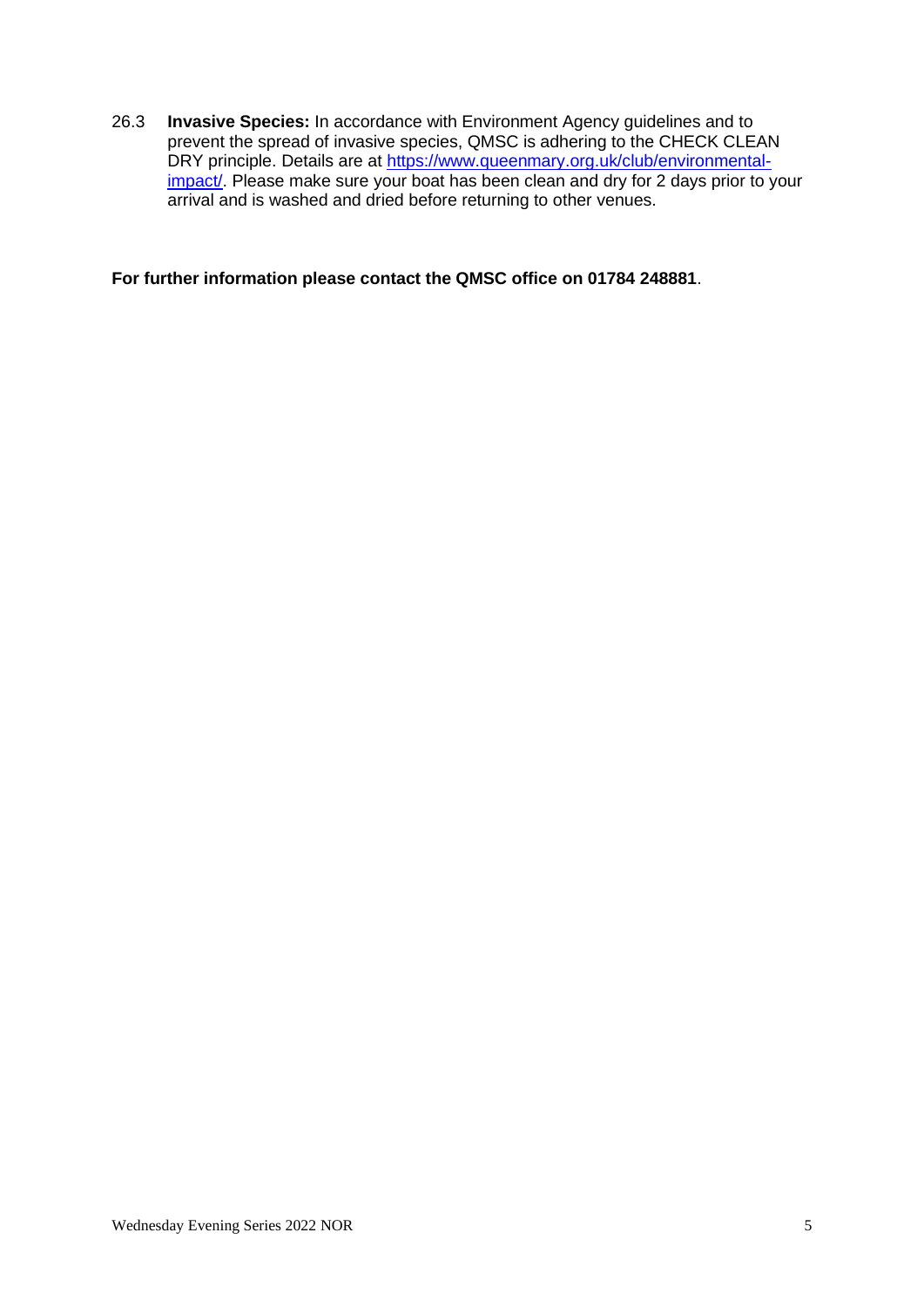26.3 **Invasive Species:** In accordance with Environment Agency guidelines and to prevent the spread of invasive species, QMSC is adhering to the CHECK CLEAN DRY principle. Details are at [https://www.queenmary.org.uk/club/environmental-impact/](https://www.queenmary.org.uk/club/environmental-impact/). Please make sure your boat has been clean and dry for 2 days prior to your arrival and is washed and dried before returning to other venues.

**For further information please contact the QMSC office on 01784 248881**.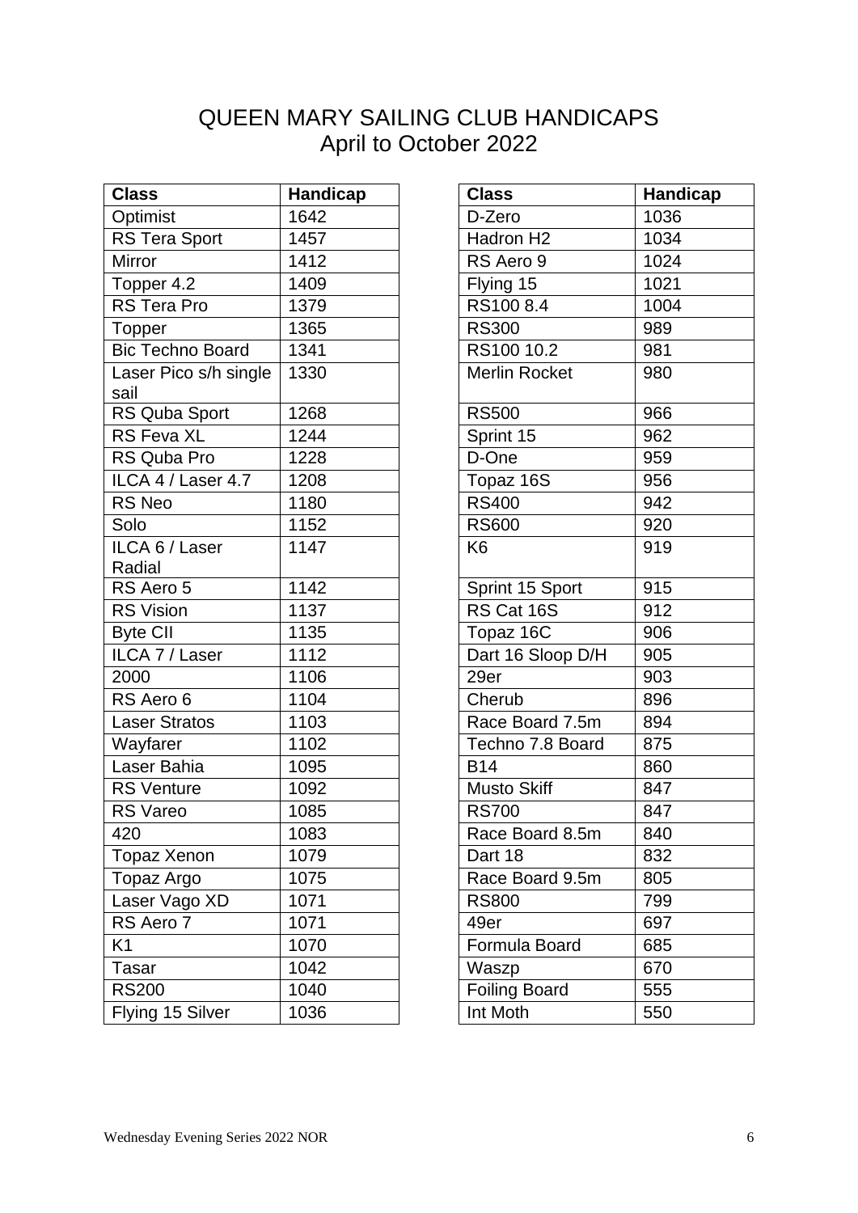# QUEEN MARY SAILING CLUB HANDICAPS
## April to October 2022

| Class | Handicap |
|---|---|
| Optimist | 1642 |
| RS Tera Sport | 1457 |
| Mirror | 1412 |
| Topper 4.2 | 1409 |
| RS Tera Pro | 1379 |
| Topper | 1365 |
| Bic Techno Board | 1341 |
| Laser Pico s/h single sail | 1330 |
| RS Quba Sport | 1268 |
| RS Feva XL | 1244 |
| RS Quba Pro | 1228 |
| ILCA 4 / Laser 4.7 | 1208 |
| RS Neo | 1180 |
| Solo | 1152 |
| ILCA 6 / Laser Radial | 1147 |
| RS Aero 5 | 1142 |
| RS Vision | 1137 |
| Byte CII | 1135 |
| ILCA 7 / Laser | 1112 |
| 2000 | 1106 |
| RS Aero 6 | 1104 |
| Laser Stratos | 1103 |
| Wayfarer | 1102 |
| Laser Bahia | 1095 |
| RS Venture | 1092 |
| RS Vareo | 1085 |
| 420 | 1083 |
| Topaz Xenon | 1079 |
| Topaz Argo | 1075 |
| Laser Vago XD | 1071 |
| RS Aero 7 | 1071 |
| K1 | 1070 |
| Tasar | 1042 |
| RS200 | 1040 |
| Flying 15 Silver | 1036 |

| Class | Handicap |
|---|---|
| D-Zero | 1036 |
| Hadron H2 | 1034 |
| RS Aero 9 | 1024 |
| Flying 15 | 1021 |
| RS100 8.4 | 1004 |
| RS300 | 989 |
| RS100 10.2 | 981 |
| Merlin Rocket | 980 |
| RS500 | 966 |
| Sprint 15 | 962 |
| D-One | 959 |
| Topaz 16S | 956 |
| RS400 | 942 |
| RS600 | 920 |
| K6 | 919 |
| Sprint 15 Sport | 915 |
| RS Cat 16S | 912 |
| Topaz 16C | 906 |
| Dart 16 Sloop D/H | 905 |
| 29er | 903 |
| Cherub | 896 |
| Race Board 7.5m | 894 |
| Techno 7.8 Board | 875 |
| B14 | 860 |
| Musto Skiff | 847 |
| RS700 | 847 |
| Race Board 8.5m | 840 |
| Dart 18 | 832 |
| Race Board 9.5m | 805 |
| RS800 | 799 |
| 49er | 697 |
| Formula Board | 685 |
| Waszp | 670 |
| Foiling Board | 555 |
| Int Moth | 550 |